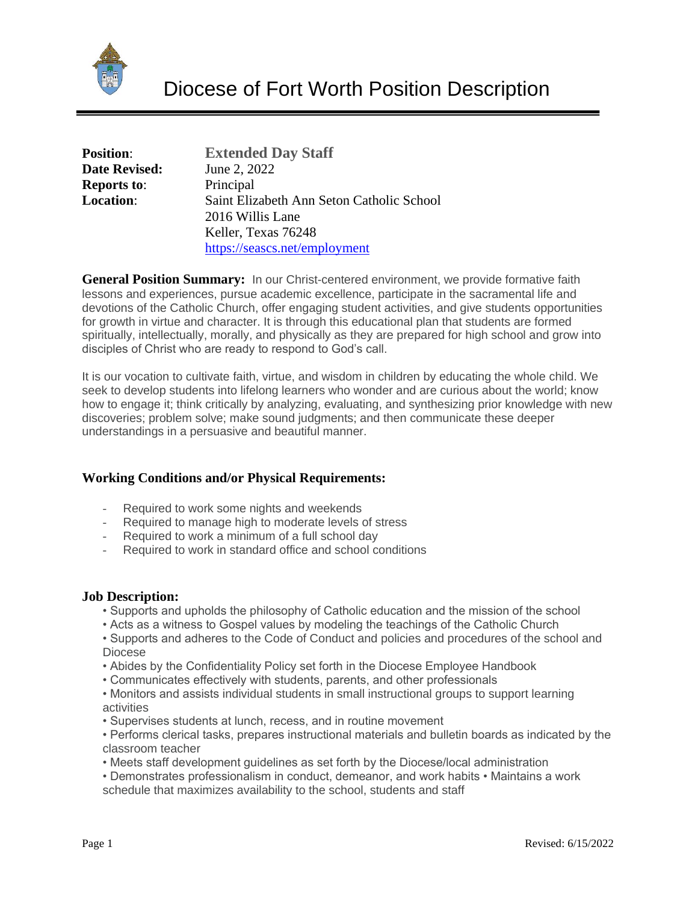# Diocese of Fort Worth Position Description

**Position**: **Extended Day Staff**
**Date Revised:** June 2, 2022
**Reports to**: Principal
**Location**: Saint Elizabeth Ann Seton Catholic School
2016 Willis Lane
Keller, Texas 76248
https://seascs.net/employment

**General Position Summary:** In our Christ-centered environment, we provide formative faith lessons and experiences, pursue academic excellence, participate in the sacramental life and devotions of the Catholic Church, offer engaging student activities, and give students opportunities for growth in virtue and character. It is through this educational plan that students are formed spiritually, intellectually, morally, and physically as they are prepared for high school and grow into disciples of Christ who are ready to respond to God's call.

It is our vocation to cultivate faith, virtue, and wisdom in children by educating the whole child. We seek to develop students into lifelong learners who wonder and are curious about the world; know how to engage it; think critically by analyzing, evaluating, and synthesizing prior knowledge with new discoveries; problem solve; make sound judgments; and then communicate these deeper understandings in a persuasive and beautiful manner.

## Working Conditions and/or Physical Requirements:

- Required to work some nights and weekends
- Required to manage high to moderate levels of stress
- Required to work a minimum of a full school day
- Required to work in standard office and school conditions

## Job Description:

- Supports and upholds the philosophy of Catholic education and the mission of the school
- Acts as a witness to Gospel values by modeling the teachings of the Catholic Church
- Supports and adheres to the Code of Conduct and policies and procedures of the school and Diocese
- Abides by the Confidentiality Policy set forth in the Diocese Employee Handbook
- Communicates effectively with students, parents, and other professionals
- Monitors and assists individual students in small instructional groups to support learning activities
- Supervises students at lunch, recess, and in routine movement
- Performs clerical tasks, prepares instructional materials and bulletin boards as indicated by the classroom teacher
- Meets staff development guidelines as set forth by the Diocese/local administration
- Demonstrates professionalism in conduct, demeanor, and work habits • Maintains a work schedule that maximizes availability to the school, students and staff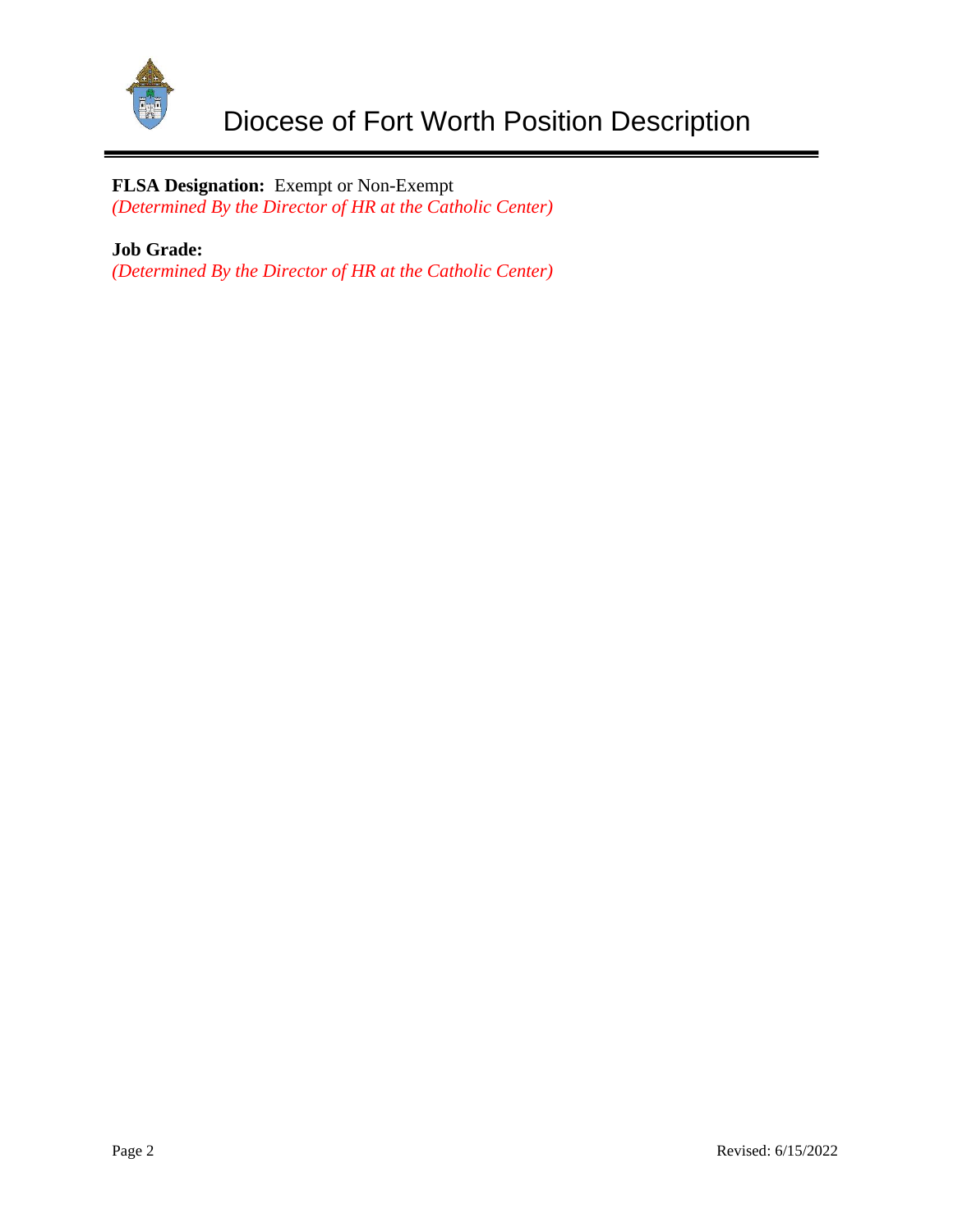# Diocese of Fort Worth Position Description

**FLSA Designation:** Exempt or Non-Exempt
*(Determined By the Director of HR at the Catholic Center)*

**Job Grade:**
*(Determined By the Director of HR at the Catholic Center)*